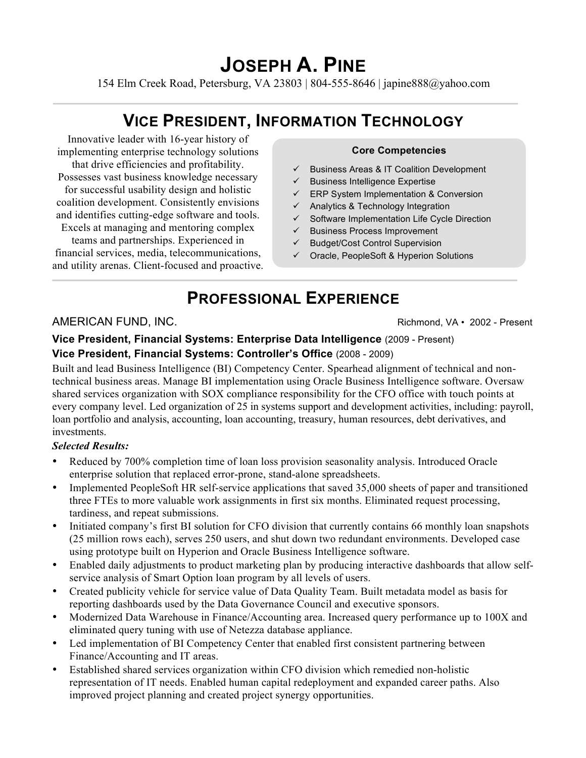# Joseph A. Pine

154 Elm Creek Road, Petersburg, VA 23803 | 804-555-8646 | japine888@yahoo.com

## Vice President, Information Technology

Innovative leader with 16-year history of implementing enterprise technology solutions that drive efficiencies and profitability. Possesses vast business knowledge necessary for successful usability design and holistic coalition development. Consistently envisions and identifies cutting-edge software and tools. Excels at managing and mentoring complex teams and partnerships. Experienced in financial services, media, telecommunications, and utility arenas. Client-focused and proactive.

**Core Competencies**

- ✓ Business Areas & IT Coalition Development
- ✓ Business Intelligence Expertise
- ✓ ERP System Implementation & Conversion
- ✓ Analytics & Technology Integration
- ✓ Software Implementation Life Cycle Direction
- ✓ Business Process Improvement
- ✓ Budget/Cost Control Supervision
- ✓ Oracle, PeopleSoft & Hyperion Solutions

## Professional Experience

### AMERICAN FUND, INC. — Richmond, VA • 2002 - Present

**Vice President, Financial Systems: Enterprise Data Intelligence** (2009 - Present)
**Vice President, Financial Systems: Controller's Office** (2008 - 2009)

Built and lead Business Intelligence (BI) Competency Center. Spearhead alignment of technical and non-technical business areas. Manage BI implementation using Oracle Business Intelligence software. Oversaw shared services organization with SOX compliance responsibility for the CFO office with touch points at every company level. Led organization of 25 in systems support and development activities, including: payroll, loan portfolio and analysis, accounting, loan accounting, treasury, human resources, debt derivatives, and investments.

***Selected Results:***

- Reduced by 700% completion time of loan loss provision seasonality analysis. Introduced Oracle enterprise solution that replaced error-prone, stand-alone spreadsheets.
- Implemented PeopleSoft HR self-service applications that saved 35,000 sheets of paper and transitioned three FTEs to more valuable work assignments in first six months. Eliminated request processing, tardiness, and repeat submissions.
- Initiated company's first BI solution for CFO division that currently contains 66 monthly loan snapshots (25 million rows each), serves 250 users, and shut down two redundant environments. Developed case using prototype built on Hyperion and Oracle Business Intelligence software.
- Enabled daily adjustments to product marketing plan by producing interactive dashboards that allow self-service analysis of Smart Option loan program by all levels of users.
- Created publicity vehicle for service value of Data Quality Team. Built metadata model as basis for reporting dashboards used by the Data Governance Council and executive sponsors.
- Modernized Data Warehouse in Finance/Accounting area. Increased query performance up to 100X and eliminated query tuning with use of Netezza database appliance.
- Led implementation of BI Competency Center that enabled first consistent partnering between Finance/Accounting and IT areas.
- Established shared services organization within CFO division which remedied non-holistic representation of IT needs. Enabled human capital redeployment and expanded career paths. Also improved project planning and created project synergy opportunities.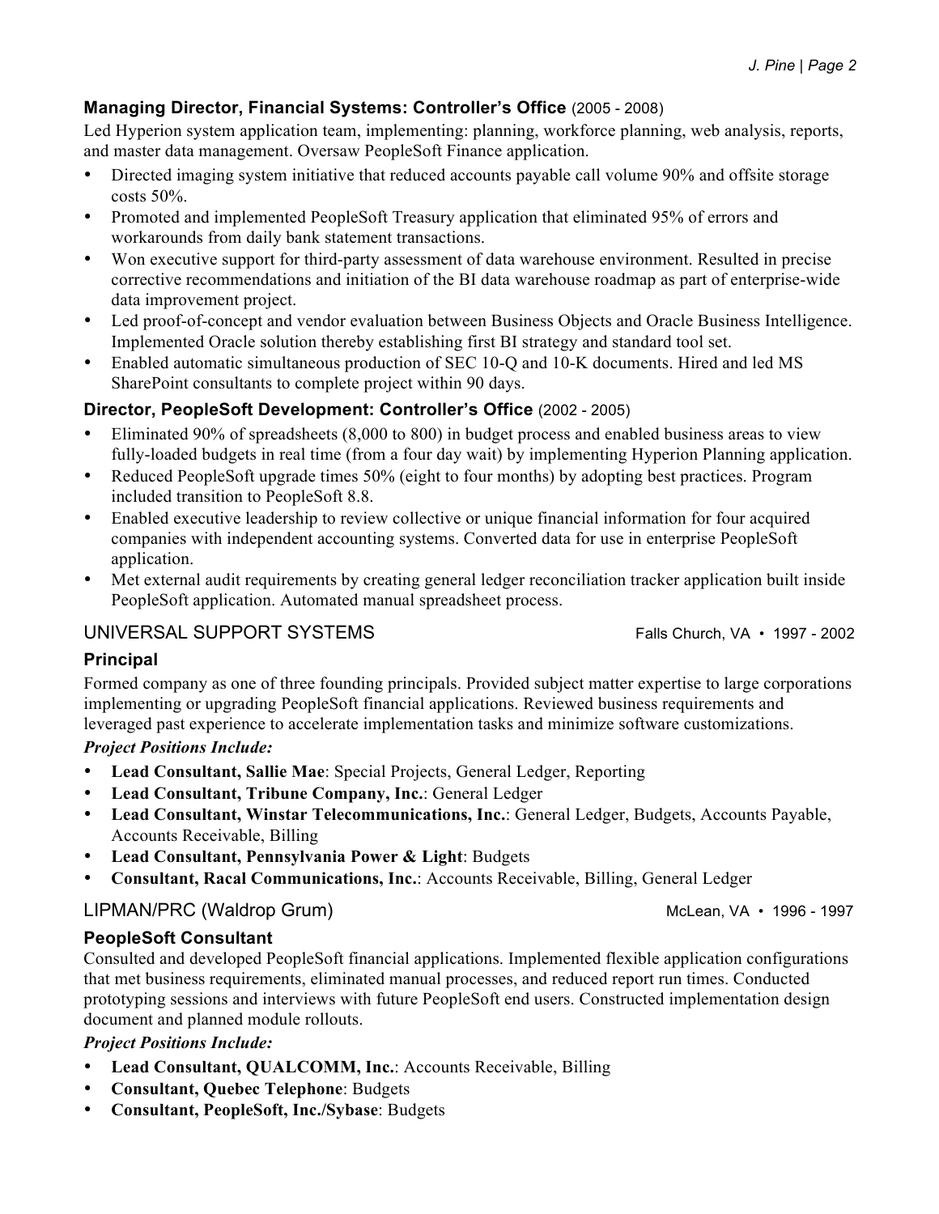### Managing Director, Financial Systems: Controller's Office (2005 - 2008)

Led Hyperion system application team, implementing: planning, workforce planning, web analysis, reports, and master data management. Oversaw PeopleSoft Finance application.

- Directed imaging system initiative that reduced accounts payable call volume 90% and offsite storage costs 50%.
- Promoted and implemented PeopleSoft Treasury application that eliminated 95% of errors and workarounds from daily bank statement transactions.
- Won executive support for third-party assessment of data warehouse environment. Resulted in precise corrective recommendations and initiation of the BI data warehouse roadmap as part of enterprise-wide data improvement project.
- Led proof-of-concept and vendor evaluation between Business Objects and Oracle Business Intelligence. Implemented Oracle solution thereby establishing first BI strategy and standard tool set.
- Enabled automatic simultaneous production of SEC 10-Q and 10-K documents. Hired and led MS SharePoint consultants to complete project within 90 days.

### Director, PeopleSoft Development: Controller's Office (2002 - 2005)

- Eliminated 90% of spreadsheets (8,000 to 800) in budget process and enabled business areas to view fully-loaded budgets in real time (from a four day wait) by implementing Hyperion Planning application.
- Reduced PeopleSoft upgrade times 50% (eight to four months) by adopting best practices. Program included transition to PeopleSoft 8.8.
- Enabled executive leadership to review collective or unique financial information for four acquired companies with independent accounting systems. Converted data for use in enterprise PeopleSoft application.
- Met external audit requirements by creating general ledger reconciliation tracker application built inside PeopleSoft application. Automated manual spreadsheet process.

## UNIVERSAL SUPPORT SYSTEMS — Falls Church, VA • 1997 - 2002

### Principal

Formed company as one of three founding principals. Provided subject matter expertise to large corporations implementing or upgrading PeopleSoft financial applications. Reviewed business requirements and leveraged past experience to accelerate implementation tasks and minimize software customizations.

***Project Positions Include:***

- **Lead Consultant, Sallie Mae**: Special Projects, General Ledger, Reporting
- **Lead Consultant, Tribune Company, Inc.**: General Ledger
- **Lead Consultant, Winstar Telecommunications, Inc.**: General Ledger, Budgets, Accounts Payable, Accounts Receivable, Billing
- **Lead Consultant, Pennsylvania Power & Light**: Budgets
- **Consultant, Racal Communications, Inc.**: Accounts Receivable, Billing, General Ledger

## LIPMAN/PRC (Waldrop Grum) — McLean, VA • 1996 - 1997

### PeopleSoft Consultant

Consulted and developed PeopleSoft financial applications. Implemented flexible application configurations that met business requirements, eliminated manual processes, and reduced report run times. Conducted prototyping sessions and interviews with future PeopleSoft end users. Constructed implementation design document and planned module rollouts.

***Project Positions Include:***

- **Lead Consultant, QUALCOMM, Inc.**: Accounts Receivable, Billing
- **Consultant, Quebec Telephone**: Budgets
- **Consultant, PeopleSoft, Inc./Sybase**: Budgets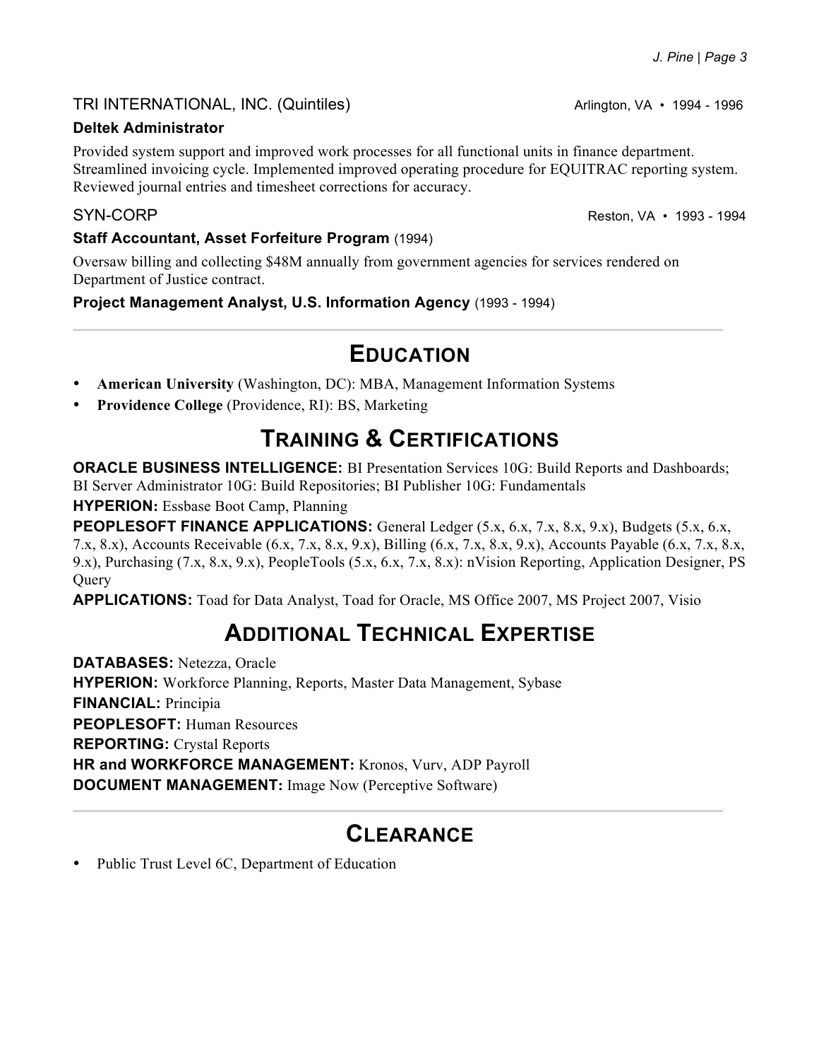TRI INTERNATIONAL, INC. (Quintiles) Arlington, VA • 1994 - 1996

**Deltek Administrator**

Provided system support and improved work processes for all functional units in finance department. Streamlined invoicing cycle. Implemented improved operating procedure for EQUITRAC reporting system. Reviewed journal entries and timesheet corrections for accuracy.

SYN-CORP Reston, VA • 1993 - 1994

**Staff Accountant, Asset Forfeiture Program** (1994)

Oversaw billing and collecting $48M annually from government agencies for services rendered on Department of Justice contract.

**Project Management Analyst, U.S. Information Agency** (1993 - 1994)

---

## EDUCATION

- **American University** (Washington, DC): MBA, Management Information Systems
- **Providence College** (Providence, RI): BS, Marketing

## TRAINING & CERTIFICATIONS

**ORACLE BUSINESS INTELLIGENCE:** BI Presentation Services 10G: Build Reports and Dashboards; BI Server Administrator 10G: Build Repositories; BI Publisher 10G: Fundamentals

**HYPERION:** Essbase Boot Camp, Planning

**PEOPLESOFT FINANCE APPLICATIONS:** General Ledger (5.x, 6.x, 7.x, 8.x, 9.x), Budgets (5.x, 6.x, 7.x, 8.x), Accounts Receivable (6.x, 7.x, 8.x, 9.x), Billing (6.x, 7.x, 8.x, 9.x), Accounts Payable (6.x, 7.x, 8.x, 9.x), Purchasing (7.x, 8.x, 9.x), PeopleTools (5.x, 6.x, 7.x, 8.x): nVision Reporting, Application Designer, PS Query

**APPLICATIONS:** Toad for Data Analyst, Toad for Oracle, MS Office 2007, MS Project 2007, Visio

## ADDITIONAL TECHNICAL EXPERTISE

**DATABASES:** Netezza, Oracle

**HYPERION:** Workforce Planning, Reports, Master Data Management, Sybase

**FINANCIAL:** Principia

**PEOPLESOFT:** Human Resources

**REPORTING:** Crystal Reports

**HR and WORKFORCE MANAGEMENT:** Kronos, Vurv, ADP Payroll

**DOCUMENT MANAGEMENT:** Image Now (Perceptive Software)

---

## CLEARANCE

- Public Trust Level 6C, Department of Education